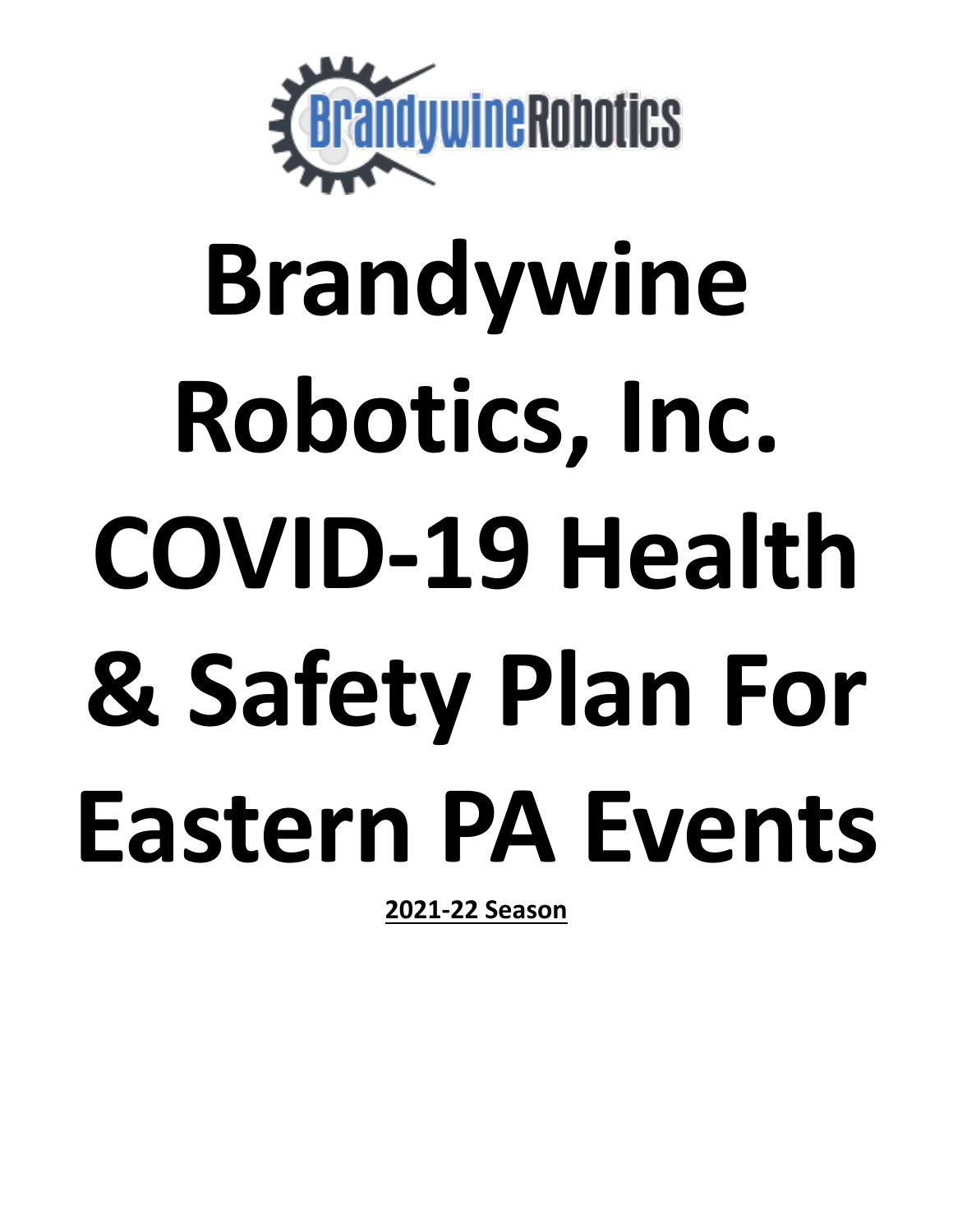# Brandywine Robotics, Inc. COVID-19 Health & Safety Plan For Eastern PA Events

**2021-22 Season**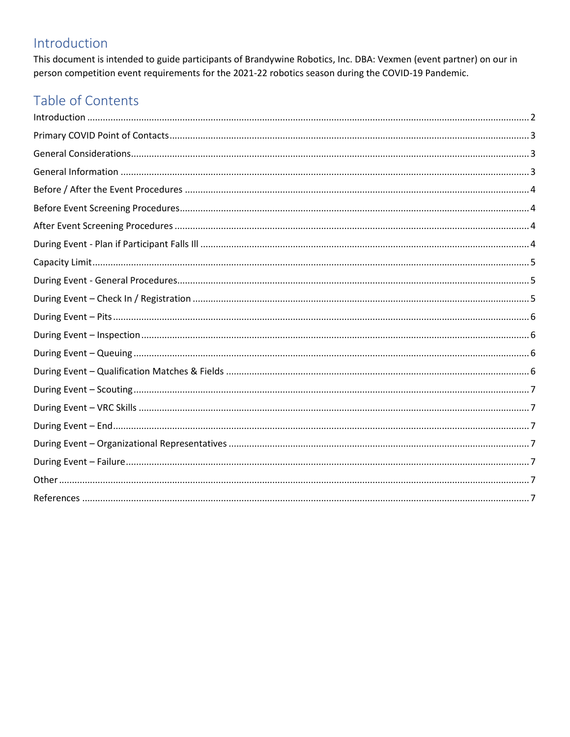## Introduction

This document is intended to guide participants of Brandywine Robotics, Inc. DBA: Vexmen (event partner) on our in person competition event requirements for the 2021-22 robotics season during the COVID-19 Pandemic.

## Table of Contents

Introduction ........................................................ 2
Primary COVID Point of Contacts ........................................................ 3
General Considerations ........................................................ 3
General Information ........................................................ 3
Before / After the Event Procedures ........................................................ 4
Before Event Screening Procedures ........................................................ 4
After Event Screening Procedures ........................................................ 4
During Event - Plan if Participant Falls Ill ........................................................ 4
Capacity Limit ........................................................ 5
During Event - General Procedures ........................................................ 5
During Event – Check In / Registration ........................................................ 5
During Event – Pits ........................................................ 6
During Event – Inspection ........................................................ 6
During Event – Queuing ........................................................ 6
During Event – Qualification Matches & Fields ........................................................ 6
During Event – Scouting ........................................................ 7
During Event – VRC Skills ........................................................ 7
During Event – End ........................................................ 7
During Event – Organizational Representatives ........................................................ 7
During Event – Failure ........................................................ 7
Other ........................................................ 7
References ........................................................ 7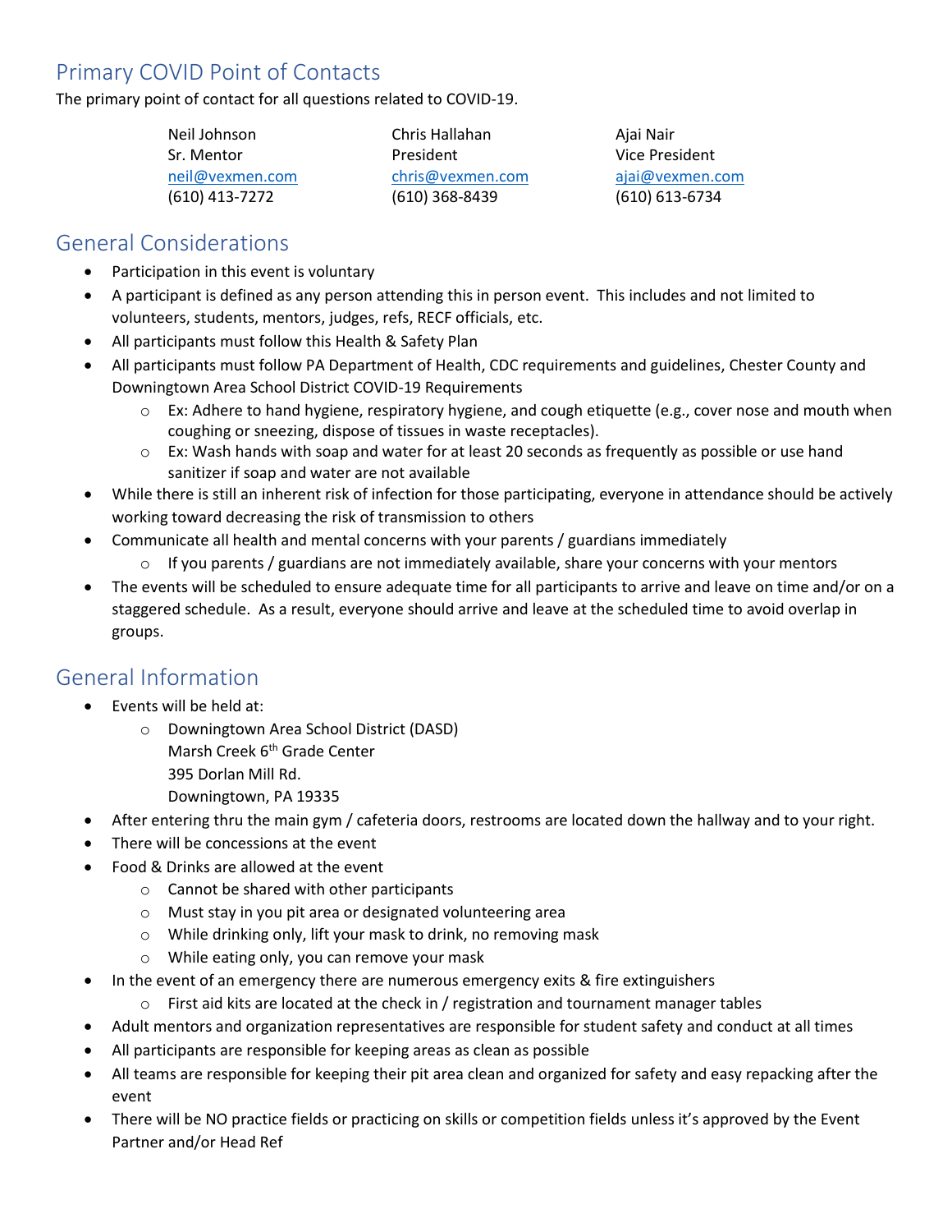## Primary COVID Point of Contacts

The primary point of contact for all questions related to COVID-19.

| Neil Johnson | Chris Hallahan | Ajai Nair |
|---|---|---|
| Sr. Mentor | President | Vice President |
| neil@vexmen.com | chris@vexmen.com | ajai@vexmen.com |
| (610) 413-7272 | (610) 368-8439 | (610) 613-6734 |

## General Considerations

- Participation in this event is voluntary
- A participant is defined as any person attending this in person event. This includes and not limited to volunteers, students, mentors, judges, refs, RECF officials, etc.
- All participants must follow this Health & Safety Plan
- All participants must follow PA Department of Health, CDC requirements and guidelines, Chester County and Downingtown Area School District COVID-19 Requirements
  - Ex: Adhere to hand hygiene, respiratory hygiene, and cough etiquette (e.g., cover nose and mouth when coughing or sneezing, dispose of tissues in waste receptacles).
  - Ex: Wash hands with soap and water for at least 20 seconds as frequently as possible or use hand sanitizer if soap and water are not available
- While there is still an inherent risk of infection for those participating, everyone in attendance should be actively working toward decreasing the risk of transmission to others
- Communicate all health and mental concerns with your parents / guardians immediately
  - If you parents / guardians are not immediately available, share your concerns with your mentors
- The events will be scheduled to ensure adequate time for all participants to arrive and leave on time and/or on a staggered schedule. As a result, everyone should arrive and leave at the scheduled time to avoid overlap in groups.

## General Information

- Events will be held at:
  - Downingtown Area School District (DASD)
    Marsh Creek 6th Grade Center
    395 Dorlan Mill Rd.
    Downingtown, PA 19335
- After entering thru the main gym / cafeteria doors, restrooms are located down the hallway and to your right.
- There will be concessions at the event
- Food & Drinks are allowed at the event
  - Cannot be shared with other participants
  - Must stay in you pit area or designated volunteering area
  - While drinking only, lift your mask to drink, no removing mask
  - While eating only, you can remove your mask
- In the event of an emergency there are numerous emergency exits & fire extinguishers
  - First aid kits are located at the check in / registration and tournament manager tables
- Adult mentors and organization representatives are responsible for student safety and conduct at all times
- All participants are responsible for keeping areas as clean as possible
- All teams are responsible for keeping their pit area clean and organized for safety and easy repacking after the event
- There will be NO practice fields or practicing on skills or competition fields unless it's approved by the Event Partner and/or Head Ref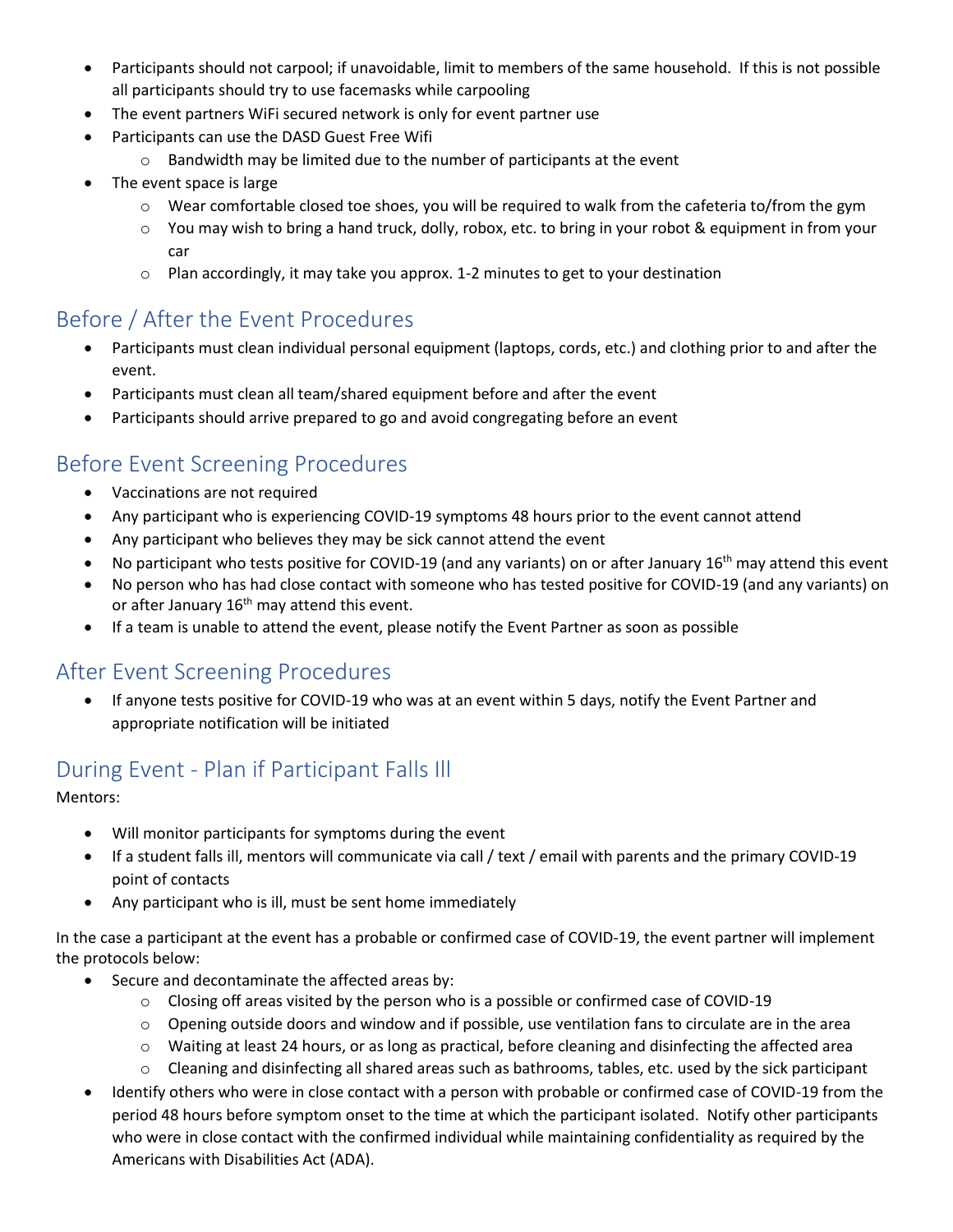- Participants should not carpool; if unavoidable, limit to members of the same household. If this is not possible all participants should try to use facemasks while carpooling
- The event partners WiFi secured network is only for event partner use
- Participants can use the DASD Guest Free Wifi
  - Bandwidth may be limited due to the number of participants at the event
- The event space is large
  - Wear comfortable closed toe shoes, you will be required to walk from the cafeteria to/from the gym
  - You may wish to bring a hand truck, dolly, robox, etc. to bring in your robot & equipment in from your car
  - Plan accordingly, it may take you approx. 1-2 minutes to get to your destination

## Before / After the Event Procedures

- Participants must clean individual personal equipment (laptops, cords, etc.) and clothing prior to and after the event.
- Participants must clean all team/shared equipment before and after the event
- Participants should arrive prepared to go and avoid congregating before an event

## Before Event Screening Procedures

- Vaccinations are not required
- Any participant who is experiencing COVID-19 symptoms 48 hours prior to the event cannot attend
- Any participant who believes they may be sick cannot attend the event
- No participant who tests positive for COVID-19 (and any variants) on or after January 16th may attend this event
- No person who has had close contact with someone who has tested positive for COVID-19 (and any variants) on or after January 16th may attend this event.
- If a team is unable to attend the event, please notify the Event Partner as soon as possible

## After Event Screening Procedures

- If anyone tests positive for COVID-19 who was at an event within 5 days, notify the Event Partner and appropriate notification will be initiated

## During Event - Plan if Participant Falls Ill

Mentors:

- Will monitor participants for symptoms during the event
- If a student falls ill, mentors will communicate via call / text / email with parents and the primary COVID-19 point of contacts
- Any participant who is ill, must be sent home immediately

In the case a participant at the event has a probable or confirmed case of COVID-19, the event partner will implement the protocols below:

- Secure and decontaminate the affected areas by:
  - Closing off areas visited by the person who is a possible or confirmed case of COVID-19
  - Opening outside doors and window and if possible, use ventilation fans to circulate are in the area
  - Waiting at least 24 hours, or as long as practical, before cleaning and disinfecting the affected area
  - Cleaning and disinfecting all shared areas such as bathrooms, tables, etc. used by the sick participant
- Identify others who were in close contact with a person with probable or confirmed case of COVID-19 from the period 48 hours before symptom onset to the time at which the participant isolated. Notify other participants who were in close contact with the confirmed individual while maintaining confidentiality as required by the Americans with Disabilities Act (ADA).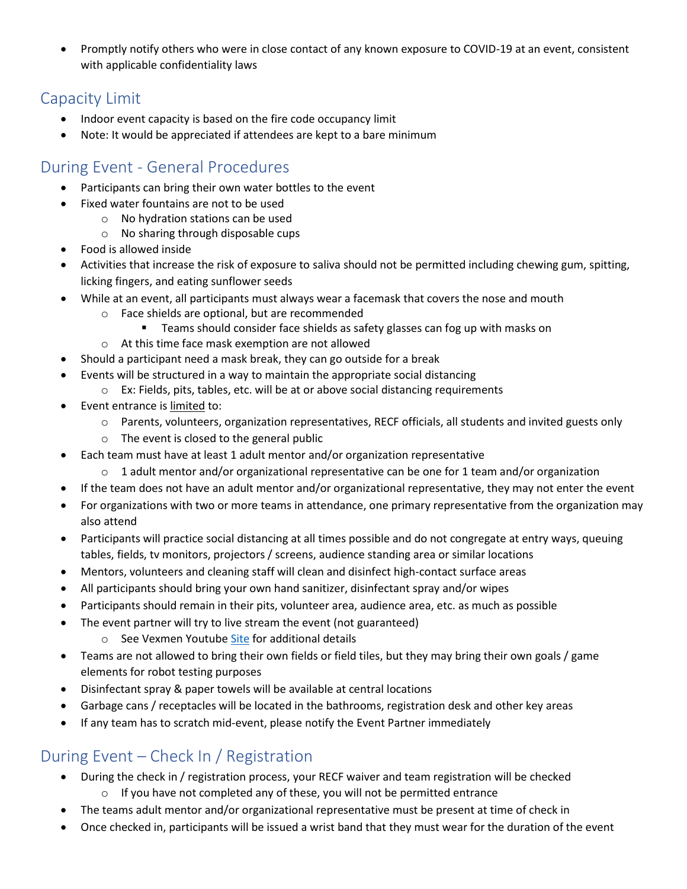- Promptly notify others who were in close contact of any known exposure to COVID-19 at an event, consistent with applicable confidentiality laws

## Capacity Limit

- Indoor event capacity is based on the fire code occupancy limit
- Note: It would be appreciated if attendees are kept to a bare minimum

## During Event - General Procedures

- Participants can bring their own water bottles to the event
- Fixed water fountains are not to be used
  - No hydration stations can be used
  - No sharing through disposable cups
- Food is allowed inside
- Activities that increase the risk of exposure to saliva should not be permitted including chewing gum, spitting, licking fingers, and eating sunflower seeds
- While at an event, all participants must always wear a facemask that covers the nose and mouth
  - Face shields are optional, but are recommended
    - Teams should consider face shields as safety glasses can fog up with masks on
  - At this time face mask exemption are not allowed
- Should a participant need a mask break, they can go outside for a break
- Events will be structured in a way to maintain the appropriate social distancing
  - Ex: Fields, pits, tables, etc. will be at or above social distancing requirements
- Event entrance is limited to:
  - Parents, volunteers, organization representatives, RECF officials, all students and invited guests only
  - The event is closed to the general public
- Each team must have at least 1 adult mentor and/or organization representative
  - 1 adult mentor and/or organizational representative can be one for 1 team and/or organization
- If the team does not have an adult mentor and/or organizational representative, they may not enter the event
- For organizations with two or more teams in attendance, one primary representative from the organization may also attend
- Participants will practice social distancing at all times possible and do not congregate at entry ways, queuing tables, fields, tv monitors, projectors / screens, audience standing area or similar locations
- Mentors, volunteers and cleaning staff will clean and disinfect high-contact surface areas
- All participants should bring your own hand sanitizer, disinfectant spray and/or wipes
- Participants should remain in their pits, volunteer area, audience area, etc. as much as possible
- The event partner will try to live stream the event (not guaranteed)
  - See Vexmen Youtube Site for additional details
- Teams are not allowed to bring their own fields or field tiles, but they may bring their own goals / game elements for robot testing purposes
- Disinfectant spray & paper towels will be available at central locations
- Garbage cans / receptacles will be located in the bathrooms, registration desk and other key areas
- If any team has to scratch mid-event, please notify the Event Partner immediately

## During Event – Check In / Registration

- During the check in / registration process, your RECF waiver and team registration will be checked
  - If you have not completed any of these, you will not be permitted entrance
- The teams adult mentor and/or organizational representative must be present at time of check in
- Once checked in, participants will be issued a wrist band that they must wear for the duration of the event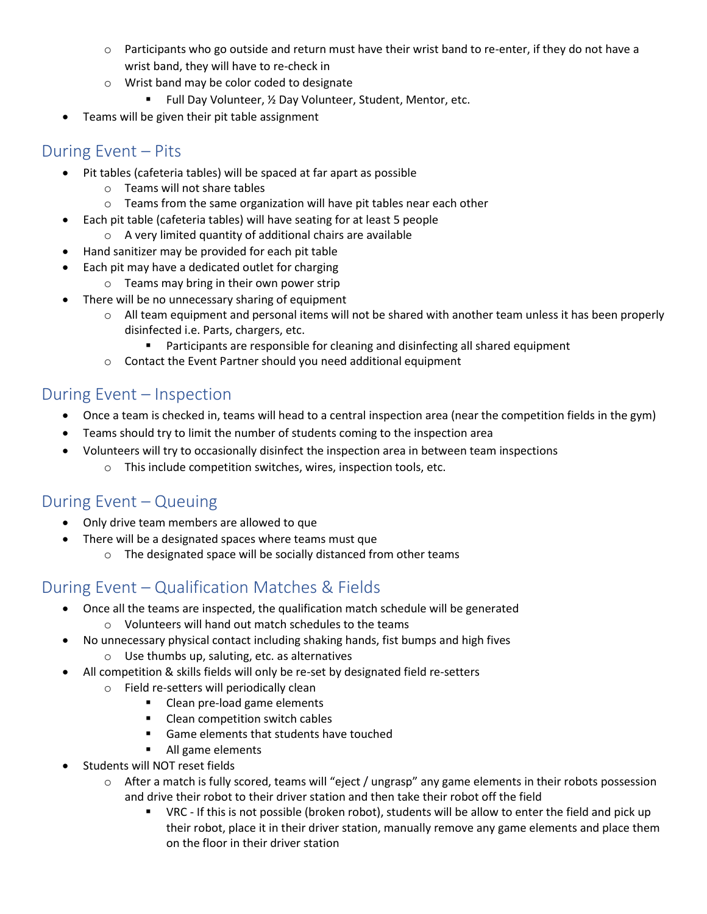- Participants who go outside and return must have their wrist band to re-enter, if they do not have a wrist band, they will have to re-check in
  - Wrist band may be color coded to designate
    - Full Day Volunteer, ½ Day Volunteer, Student, Mentor, etc.
- Teams will be given their pit table assignment

## During Event – Pits

- Pit tables (cafeteria tables) will be spaced at far apart as possible
  - Teams will not share tables
  - Teams from the same organization will have pit tables near each other
- Each pit table (cafeteria tables) will have seating for at least 5 people
  - A very limited quantity of additional chairs are available
- Hand sanitizer may be provided for each pit table
- Each pit may have a dedicated outlet for charging
  - Teams may bring in their own power strip
- There will be no unnecessary sharing of equipment
  - All team equipment and personal items will not be shared with another team unless it has been properly disinfected i.e. Parts, chargers, etc.
    - Participants are responsible for cleaning and disinfecting all shared equipment
  - Contact the Event Partner should you need additional equipment

## During Event – Inspection

- Once a team is checked in, teams will head to a central inspection area (near the competition fields in the gym)
- Teams should try to limit the number of students coming to the inspection area
- Volunteers will try to occasionally disinfect the inspection area in between team inspections
  - This include competition switches, wires, inspection tools, etc.

## During Event – Queuing

- Only drive team members are allowed to que
- There will be a designated spaces where teams must que
  - The designated space will be socially distanced from other teams

## During Event – Qualification Matches & Fields

- Once all the teams are inspected, the qualification match schedule will be generated
  - Volunteers will hand out match schedules to the teams
- No unnecessary physical contact including shaking hands, fist bumps and high fives
  - Use thumbs up, saluting, etc. as alternatives
- All competition & skills fields will only be re-set by designated field re-setters
  - Field re-setters will periodically clean
    - Clean pre-load game elements
    - Clean competition switch cables
    - Game elements that students have touched
    - All game elements
- Students will NOT reset fields
  - After a match is fully scored, teams will "eject / ungrasp" any game elements in their robots possession and drive their robot to their driver station and then take their robot off the field
    - VRC - If this is not possible (broken robot), students will be allow to enter the field and pick up their robot, place it in their driver station, manually remove any game elements and place them on the floor in their driver station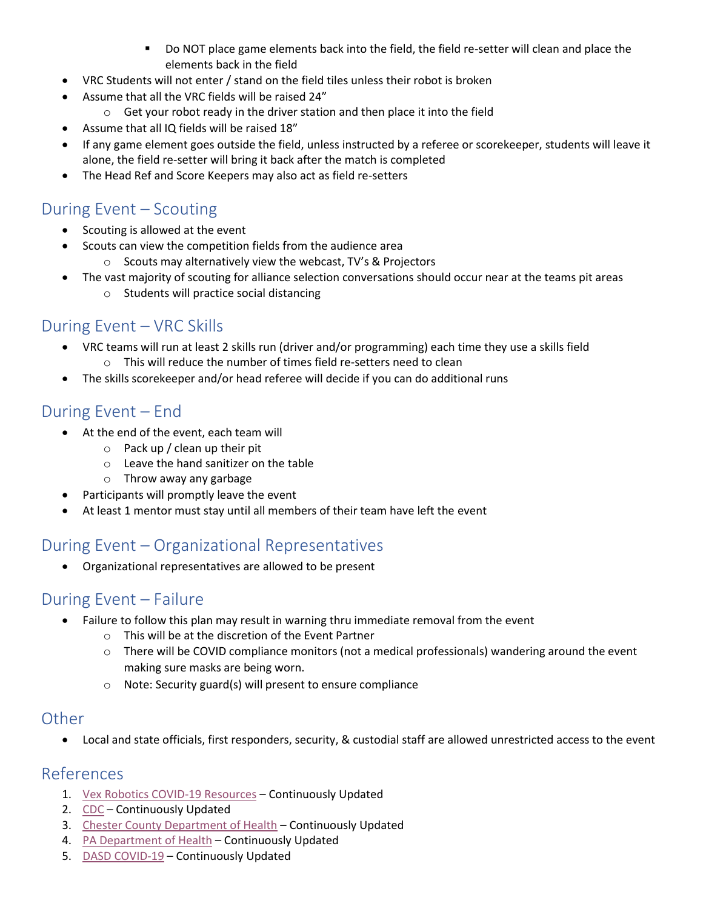- Do NOT place game elements back into the field, the field re-setter will clean and place the elements back in the field
- VRC Students will not enter / stand on the field tiles unless their robot is broken
- Assume that all the VRC fields will be raised 24”
    - Get your robot ready in the driver station and then place it into the field
- Assume that all IQ fields will be raised 18”
- If any game element goes outside the field, unless instructed by a referee or scorekeeper, students will leave it alone, the field re-setter will bring it back after the match is completed
- The Head Ref and Score Keepers may also act as field re-setters

## During Event – Scouting

- Scouting is allowed at the event
- Scouts can view the competition fields from the audience area
    - Scouts may alternatively view the webcast, TV’s & Projectors
- The vast majority of scouting for alliance selection conversations should occur near at the teams pit areas
    - Students will practice social distancing

## During Event – VRC Skills

- VRC teams will run at least 2 skills run (driver and/or programming) each time they use a skills field
    - This will reduce the number of times field re-setters need to clean
- The skills scorekeeper and/or head referee will decide if you can do additional runs

## During Event – End

- At the end of the event, each team will
    - Pack up / clean up their pit
    - Leave the hand sanitizer on the table
    - Throw away any garbage
- Participants will promptly leave the event
- At least 1 mentor must stay until all members of their team have left the event

## During Event – Organizational Representatives

- Organizational representatives are allowed to be present

## During Event – Failure

- Failure to follow this plan may result in warning thru immediate removal from the event
    - This will be at the discretion of the Event Partner
    - There will be COVID compliance monitors (not a medical professionals) wandering around the event making sure masks are being worn.
    - Note: Security guard(s) will present to ensure compliance

## Other

- Local and state officials, first responders, security, & custodial staff are allowed unrestricted access to the event

## References

1. Vex Robotics COVID-19 Resources – Continuously Updated
2. CDC – Continuously Updated
3. Chester County Department of Health – Continuously Updated
4. PA Department of Health – Continuously Updated
5. DASD COVID-19 – Continuously Updated